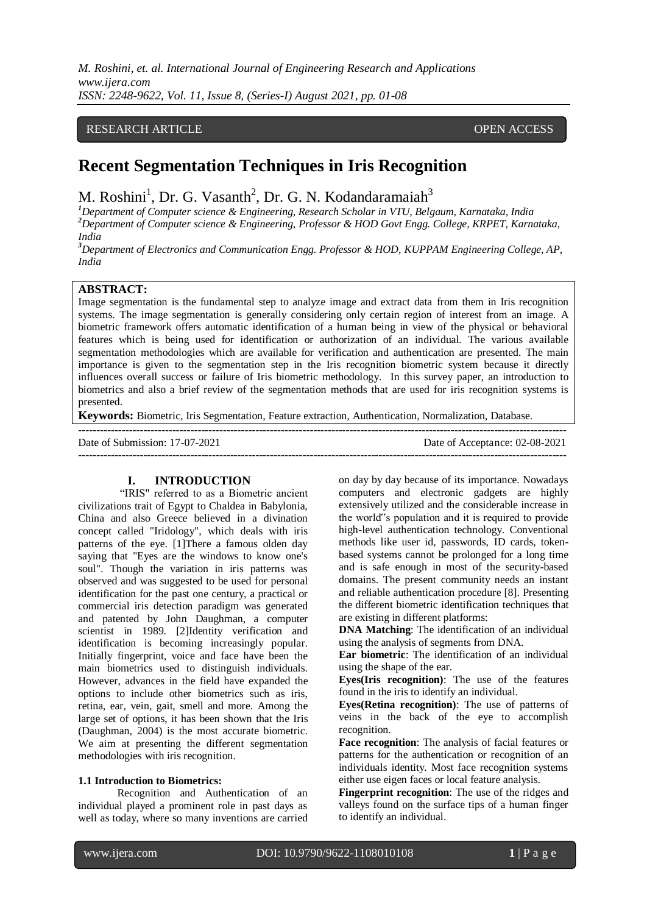RESEARCH ARTICLE OPEN ACCESS

# Recent Segmentation Techniques in Iris Recognition

M. Roshini[1], Dr. G. Vasanth[2], Dr. G. N. Kodandaramaiah[3]

[1]*Department of Computer science & Engineering, Research Scholar in VTU, Belgaum, Karnataka, India*
[2]*Department of Computer science & Engineering, Professor & HOD Govt Engg. College, KRPET, Karnataka, India*
[3]*Department of Electronics and Communication Engg. Professor & HOD, KUPPAM Engineering College, AP, India*

**ABSTRACT:**
Image segmentation is the fundamental step to analyze image and extract data from them in Iris recognition systems. The image segmentation is generally considering only certain region of interest from an image. A biometric framework offers automatic identification of a human being in view of the physical or behavioral features which is being used for identification or authorization of an individual. The various available segmentation methodologies which are available for verification and authentication are presented. The main importance is given to the segmentation step in the Iris recognition biometric system because it directly influences overall success or failure of Iris biometric methodology. In this survey paper, an introduction to biometrics and also a brief review of the segmentation methods that are used for iris recognition systems is presented.

**Keywords:** Biometric, Iris Segmentation, Feature extraction, Authentication, Normalization, Database.

---

Date of Submission: 17-07-2021 Date of Acceptance: 02-08-2021

---

## I. INTRODUCTION

"IRIS" referred to as a Biometric ancient civilizations trait of Egypt to Chaldea in Babylonia, China and also Greece believed in a divination concept called "Iridology", which deals with iris patterns of the eye. [1]There a famous olden day saying that "Eyes are the windows to know one's soul". Though the variation in iris patterns was observed and was suggested to be used for personal identification for the past one century, a practical or commercial iris detection paradigm was generated and patented by John Daughman, a computer scientist in 1989. [2]Identity verification and identification is becoming increasingly popular. Initially fingerprint, voice and face have been the main biometrics used to distinguish individuals. However, advances in the field have expanded the options to include other biometrics such as iris, retina, ear, vein, gait, smell and more. Among the large set of options, it has been shown that the Iris (Daughman, 2004) is the most accurate biometric. We aim at presenting the different segmentation methodologies with iris recognition.

### 1.1 Introduction to Biometrics:

Recognition and Authentication of an individual played a prominent role in past days as well as today, where so many inventions are carried on day by day because of its importance. Nowadays computers and electronic gadgets are highly extensively utilized and the considerable increase in the world"s population and it is required to provide high-level authentication technology. Conventional methods like user id, passwords, ID cards, token-based systems cannot be prolonged for a long time and is safe enough in most of the security-based domains. The present community needs an instant and reliable authentication procedure [8]. Presenting the different biometric identification techniques that are existing in different platforms:

**DNA Matching**: The identification of an individual using the analysis of segments from DNA.

**Ear biometric**: The identification of an individual using the shape of the ear.

**Eyes(Iris recognition)**: The use of the features found in the iris to identify an individual.

**Eyes(Retina recognition)**: The use of patterns of veins in the back of the eye to accomplish recognition.

**Face recognition**: The analysis of facial features or patterns for the authentication or recognition of an individuals identity. Most face recognition systems either use eigen faces or local feature analysis.

**Fingerprint recognition**: The use of the ridges and valleys found on the surface tips of a human finger to identify an individual.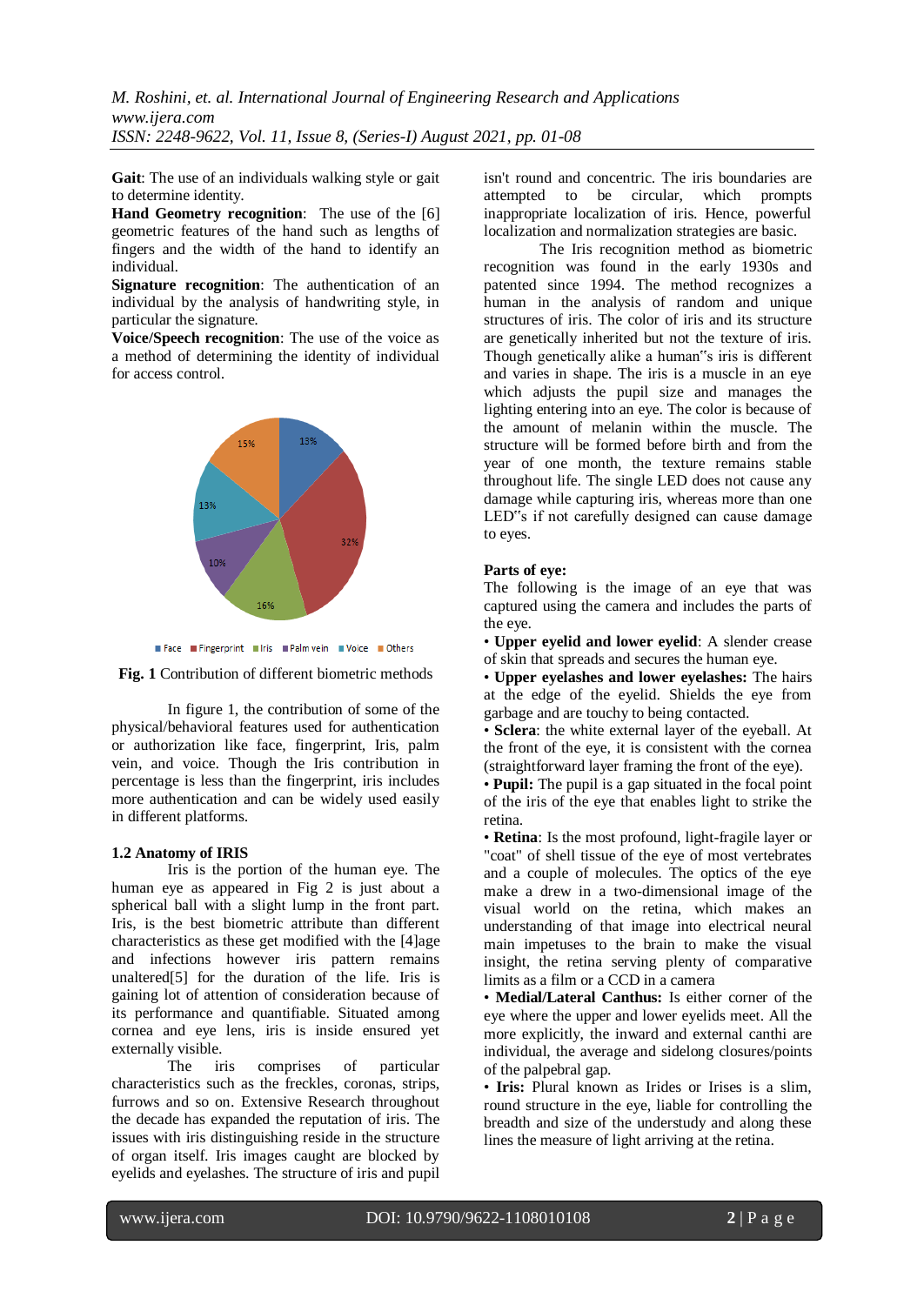**Gait**: The use of an individuals walking style or gait to determine identity.

**Hand Geometry recognition**: The use of the [6] geometric features of the hand such as lengths of fingers and the width of the hand to identify an individual.

**Signature recognition**: The authentication of an individual by the analysis of handwriting style, in particular the signature.

**Voice/Speech recognition**: The use of the voice as a method of determining the identity of individual for access control.

**Fig. 1** Contribution of different biometric methods

In figure 1, the contribution of some of the physical/behavioral features used for authentication or authorization like face, fingerprint, Iris, palm vein, and voice. Though the Iris contribution in percentage is less than the fingerprint, iris includes more authentication and can be widely used easily in different platforms.

### 1.2 Anatomy of IRIS

Iris is the portion of the human eye. The human eye as appeared in Fig 2 is just about a spherical ball with a slight lump in the front part. Iris, is the best biometric attribute than different characteristics as these get modified with the [4]age and infections however iris pattern remains unaltered[5] for the duration of the life. Iris is gaining lot of attention of consideration because of its performance and quantifiable. Situated among cornea and eye lens, iris is inside ensured yet externally visible.

The iris comprises of particular characteristics such as the freckles, coronas, strips, furrows and so on. Extensive Research throughout the decade has expanded the reputation of iris. The issues with iris distinguishing reside in the structure of organ itself. Iris images caught are blocked by eyelids and eyelashes. The structure of iris and pupil isn't round and concentric. The iris boundaries are attempted to be circular, which prompts inappropriate localization of iris. Hence, powerful localization and normalization strategies are basic.

The Iris recognition method as biometric recognition was found in the early 1930s and patented since 1994. The method recognizes a human in the analysis of random and unique structures of iris. The color of iris and its structure are genetically inherited but not the texture of iris. Though genetically alike a human"s iris is different and varies in shape. The iris is a muscle in an eye which adjusts the pupil size and manages the lighting entering into an eye. The color is because of the amount of melanin within the muscle. The structure will be formed before birth and from the year of one month, the texture remains stable throughout life. The single LED does not cause any damage while capturing iris, whereas more than one LED"s if not carefully designed can cause damage to eyes.

**Parts of eye:**

The following is the image of an eye that was captured using the camera and includes the parts of the eye.

- **Upper eyelid and lower eyelid**: A slender crease of skin that spreads and secures the human eye.
- **Upper eyelashes and lower eyelashes:** The hairs at the edge of the eyelid. Shields the eye from garbage and are touchy to being contacted.
- **Sclera**: the white external layer of the eyeball. At the front of the eye, it is consistent with the cornea (straightforward layer framing the front of the eye).
- **Pupil:** The pupil is a gap situated in the focal point of the iris of the eye that enables light to strike the retina.
- **Retina**: Is the most profound, light-fragile layer or "coat" of shell tissue of the eye of most vertebrates and a couple of molecules. The optics of the eye make a drew in a two-dimensional image of the visual world on the retina, which makes an understanding of that image into electrical neural main impetuses to the brain to make the visual insight, the retina serving plenty of comparative limits as a film or a CCD in a camera
- **Medial/Lateral Canthus:** Is either corner of the eye where the upper and lower eyelids meet. All the more explicitly, the inward and external canthi are individual, the average and sidelong closures/points of the palpebral gap.
- **Iris:** Plural known as Irides or Irises is a slim, round structure in the eye, liable for controlling the breadth and size of the understudy and along these lines the measure of light arriving at the retina.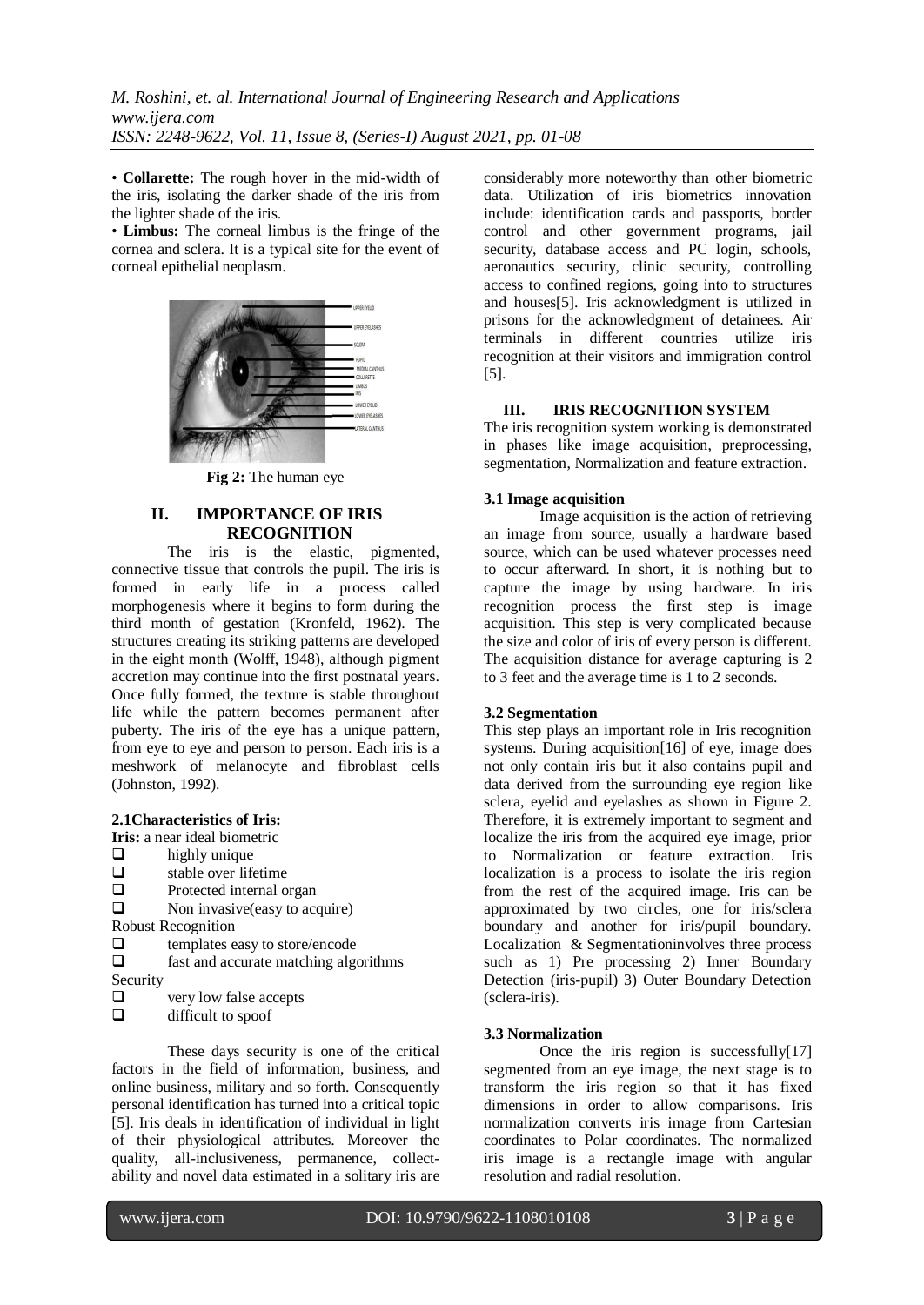• **Collarette:** The rough hover in the mid-width of the iris, isolating the darker shade of the iris from the lighter shade of the iris.

• **Limbus:** The corneal limbus is the fringe of the cornea and sclera. It is a typical site for the event of corneal epithelial neoplasm.

**Fig 2:** The human eye

## II. IMPORTANCE OF IRIS RECOGNITION

The iris is the elastic, pigmented, connective tissue that controls the pupil. The iris is formed in early life in a process called morphogenesis where it begins to form during the third month of gestation (Kronfeld, 1962). The structures creating its striking patterns are developed in the eight month (Wolff, 1948), although pigment accretion may continue into the first postnatal years. Once fully formed, the texture is stable throughout life while the pattern becomes permanent after puberty. The iris of the eye has a unique pattern, from eye to eye and person to person. Each iris is a meshwork of melanocyte and fibroblast cells (Johnston, 1992).

### 2.1Characteristics of Iris:

**Iris:** a near ideal biometric

- highly unique
- stable over lifetime
- Protected internal organ
- Non invasive(easy to acquire)

Robust Recognition

- templates easy to store/encode
- fast and accurate matching algorithms

Security

- very low false accepts
- difficult to spoof

These days security is one of the critical factors in the field of information, business, and online business, military and so forth. Consequently personal identification has turned into a critical topic [5]. Iris deals in identification of individual in light of their physiological attributes. Moreover the quality, all-inclusiveness, permanence, collect-ability and novel data estimated in a solitary iris are considerably more noteworthy than other biometric data. Utilization of iris biometrics innovation include: identification cards and passports, border control and other government programs, jail security, database access and PC login, schools, aeronautics security, clinic security, controlling access to confined regions, going into to structures and houses[5]. Iris acknowledgment is utilized in prisons for the acknowledgment of detainees. Air terminals in different countries utilize iris recognition at their visitors and immigration control [5].

## III. IRIS RECOGNITION SYSTEM

The iris recognition system working is demonstrated in phases like image acquisition, preprocessing, segmentation, Normalization and feature extraction.

### 3.1 Image acquisition

Image acquisition is the action of retrieving an image from source, usually a hardware based source, which can be used whatever processes need to occur afterward. In short, it is nothing but to capture the image by using hardware. In iris recognition process the first step is image acquisition. This step is very complicated because the size and color of iris of every person is different. The acquisition distance for average capturing is 2 to 3 feet and the average time is 1 to 2 seconds.

### 3.2 Segmentation

This step plays an important role in Iris recognition systems. During acquisition[16] of eye, image does not only contain iris but it also contains pupil and data derived from the surrounding eye region like sclera, eyelid and eyelashes as shown in Figure 2. Therefore, it is extremely important to segment and localize the iris from the acquired eye image, prior to Normalization or feature extraction. Iris localization is a process to isolate the iris region from the rest of the acquired image. Iris can be approximated by two circles, one for iris/sclera boundary and another for iris/pupil boundary. Localization & Segmentationinvolves three process such as 1) Pre processing 2) Inner Boundary Detection (iris-pupil) 3) Outer Boundary Detection (sclera-iris).

### 3.3 Normalization

Once the iris region is successfully[17] segmented from an eye image, the next stage is to transform the iris region so that it has fixed dimensions in order to allow comparisons. Iris normalization converts iris image from Cartesian coordinates to Polar coordinates. The normalized iris image is a rectangle image with angular resolution and radial resolution.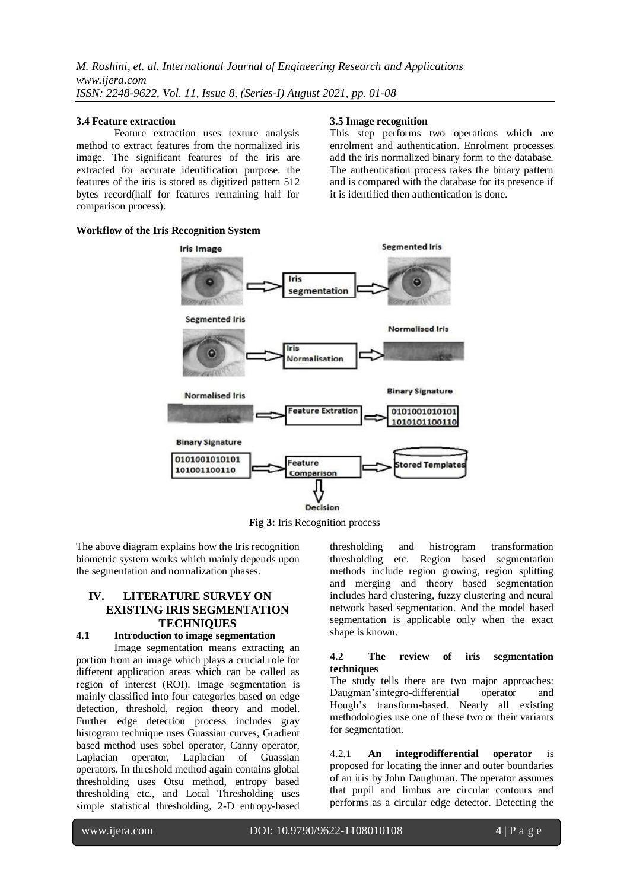### 3.4 Feature extraction

Feature extraction uses texture analysis method to extract features from the normalized iris image. The significant features of the iris are extracted for accurate identification purpose. the features of the iris is stored as digitized pattern 512 bytes record(half for features remaining half for comparison process).

### 3.5 Image recognition

This step performs two operations which are enrolment and authentication. Enrolment processes add the iris normalized binary form to the database. The authentication process takes the binary pattern and is compared with the database for its presence if it is identified then authentication is done.

**Workflow of the Iris Recognition System**

**Fig 3:** Iris Recognition process

The above diagram explains how the Iris recognition biometric system works which mainly depends upon the segmentation and normalization phases.

## IV. LITERATURE SURVEY ON EXISTING IRIS SEGMENTATION TECHNIQUES

### 4.1 Introduction to image segmentation

Image segmentation means extracting an portion from an image which plays a crucial role for different application areas which can be called as region of interest (ROI). Image segmentation is mainly classified into four categories based on edge detection, threshold, region theory and model. Further edge detection process includes gray histogram technique uses Guassian curves, Gradient based method uses sobel operator, Canny operator, Laplacian operator, Laplacian of Guassian operators. In threshold method again contains global thresholding uses Otsu method, entropy based thresholding etc., and Local Thresholding uses simple statistical thresholding, 2-D entropy-based thresholding and histrogram transformation thresholding etc. Region based segmentation methods include region growing, region splitting and merging and theory based segmentation includes hard clustering, fuzzy clustering and neural network based segmentation. And the model based segmentation is applicable only when the exact shape is known.

### 4.2 The review of iris segmentation techniques

The study tells there are two major approaches: Daugman'sintegro-differential operator and Hough's transform-based. Nearly all existing methodologies use one of these two or their variants for segmentation.

4.2.1 **An integrodifferential operator** is proposed for locating the inner and outer boundaries of an iris by John Daughman. The operator assumes that pupil and limbus are circular contours and performs as a circular edge detector. Detecting the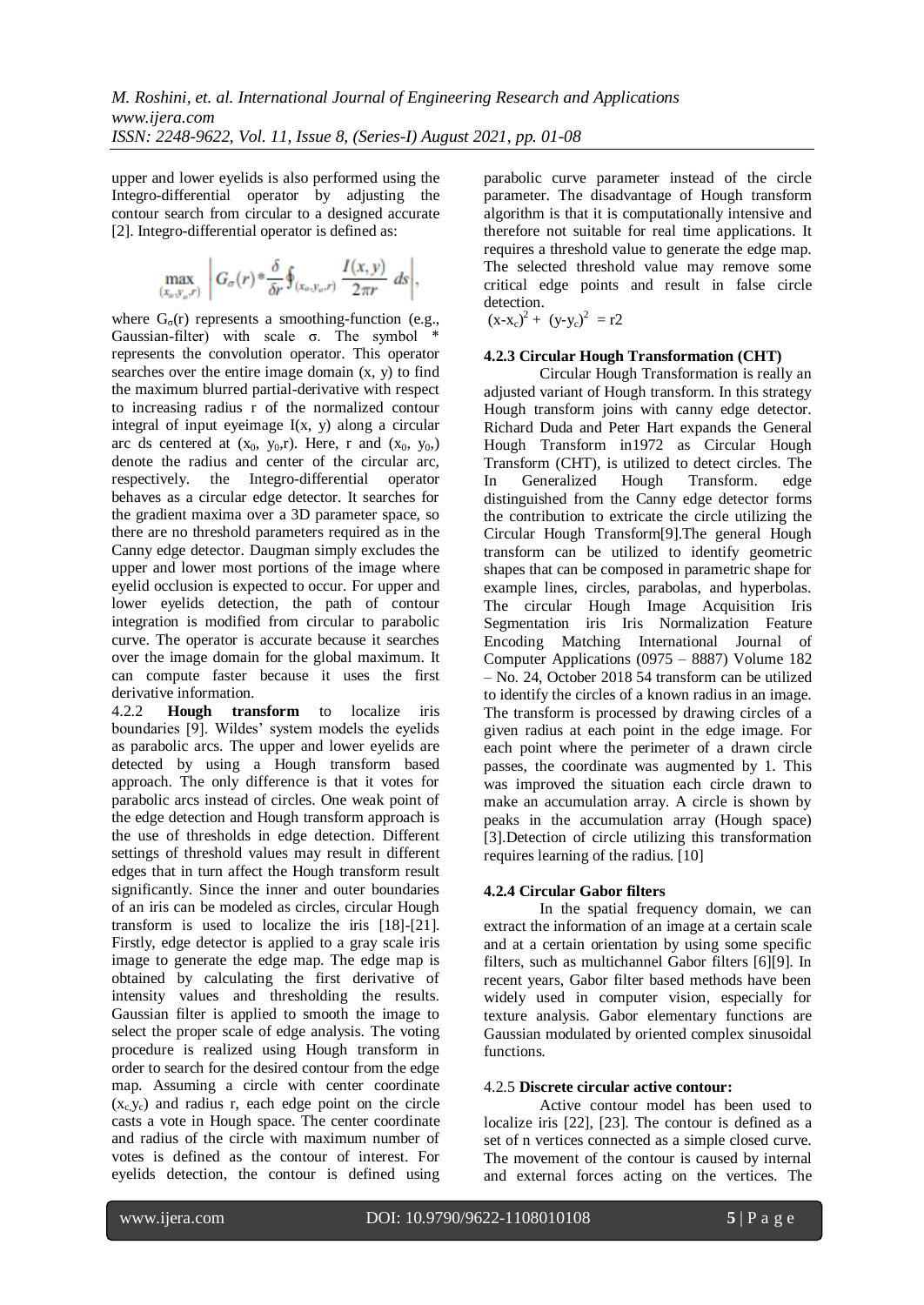upper and lower eyelids is also performed using the Integro-differential operator by adjusting the contour search from circular to a designed accurate [2]. Integro-differential operator is defined as:

$$\max_{(x_o,y_o,r)} \left| G_\sigma(r) * \frac{\delta}{\delta r} \oint_{(x_o,y_o,r)} \frac{I(x,y)}{2\pi r} ds \right|,$$

where $G_\sigma(r)$ represents a smoothing-function (e.g., Gaussian-filter) with scale σ. The symbol * represents the convolution operator. This operator searches over the entire image domain (x, y) to find the maximum blurred partial-derivative with respect to increasing radius r of the normalized contour integral of input eyeimage I(x, y) along a circular arc ds centered at ($x_0$, $y_0$,r). Here, r and ($x_0$, $y_0$,) denote the radius and center of the circular arc, respectively. the Integro-differential operator behaves as a circular edge detector. It searches for the gradient maxima over a 3D parameter space, so there are no threshold parameters required as in the Canny edge detector. Daugman simply excludes the upper and lower most portions of the image where eyelid occlusion is expected to occur. For upper and lower eyelids detection, the path of contour integration is modified from circular to parabolic curve. The operator is accurate because it searches over the image domain for the global maximum. It can compute faster because it uses the first derivative information.

4.2.2 **Hough transform** to localize iris boundaries [9]. Wildes' system models the eyelids as parabolic arcs. The upper and lower eyelids are detected by using a Hough transform based approach. The only difference is that it votes for parabolic arcs instead of circles. One weak point of the edge detection and Hough transform approach is the use of thresholds in edge detection. Different settings of threshold values may result in different edges that in turn affect the Hough transform result significantly. Since the inner and outer boundaries of an iris can be modeled as circles, circular Hough transform is used to localize the iris [18]-[21]. Firstly, edge detector is applied to a gray scale iris image to generate the edge map. The edge map is obtained by calculating the first derivative of intensity values and thresholding the results. Gaussian filter is applied to smooth the image to select the proper scale of edge analysis. The voting procedure is realized using Hough transform in order to search for the desired contour from the edge map. Assuming a circle with center coordinate ($x_c$,$y_c$) and radius r, each edge point on the circle casts a vote in Hough space. The center coordinate and radius of the circle with maximum number of votes is defined as the contour of interest. For eyelids detection, the contour is defined using parabolic curve parameter instead of the circle parameter. The disadvantage of Hough transform algorithm is that it is computationally intensive and therefore not suitable for real time applications. It requires a threshold value to generate the edge map. The selected threshold value may remove some critical edge points and result in false circle detection.

$(x-x_c)^2 + (y-y_c)^2 = r2$

#### 4.2.3 Circular Hough Transformation (CHT)

Circular Hough Transformation is really an adjusted variant of Hough transform. In this strategy Hough transform joins with canny edge detector. Richard Duda and Peter Hart expands the General Hough Transform in1972 as Circular Hough Transform (CHT), is utilized to detect circles. The In Generalized Hough Transform. edge distinguished from the Canny edge detector forms the contribution to extricate the circle utilizing the Circular Hough Transform[9].The general Hough transform can be utilized to identify geometric shapes that can be composed in parametric shape for example lines, circles, parabolas, and hyperbolas. The circular Hough Image Acquisition Iris Segmentation iris Iris Normalization Feature Encoding Matching International Journal of Computer Applications (0975 – 8887) Volume 182 – No. 24, October 2018 54 transform can be utilized to identify the circles of a known radius in an image. The transform is processed by drawing circles of a given radius at each point in the edge image. For each point where the perimeter of a drawn circle passes, the coordinate was augmented by 1. This was improved the situation each circle drawn to make an accumulation array. A circle is shown by peaks in the accumulation array (Hough space) [3].Detection of circle utilizing this transformation requires learning of the radius. [10]

#### 4.2.4 Circular Gabor filters

In the spatial frequency domain, we can extract the information of an image at a certain scale and at a certain orientation by using some specific filters, such as multichannel Gabor filters [6][9]. In recent years, Gabor filter based methods have been widely used in computer vision, especially for texture analysis. Gabor elementary functions are Gaussian modulated by oriented complex sinusoidal functions.

#### 4.2.5 **Discrete circular active contour:**

Active contour model has been used to localize iris [22], [23]. The contour is defined as a set of n vertices connected as a simple closed curve. The movement of the contour is caused by internal and external forces acting on the vertices. The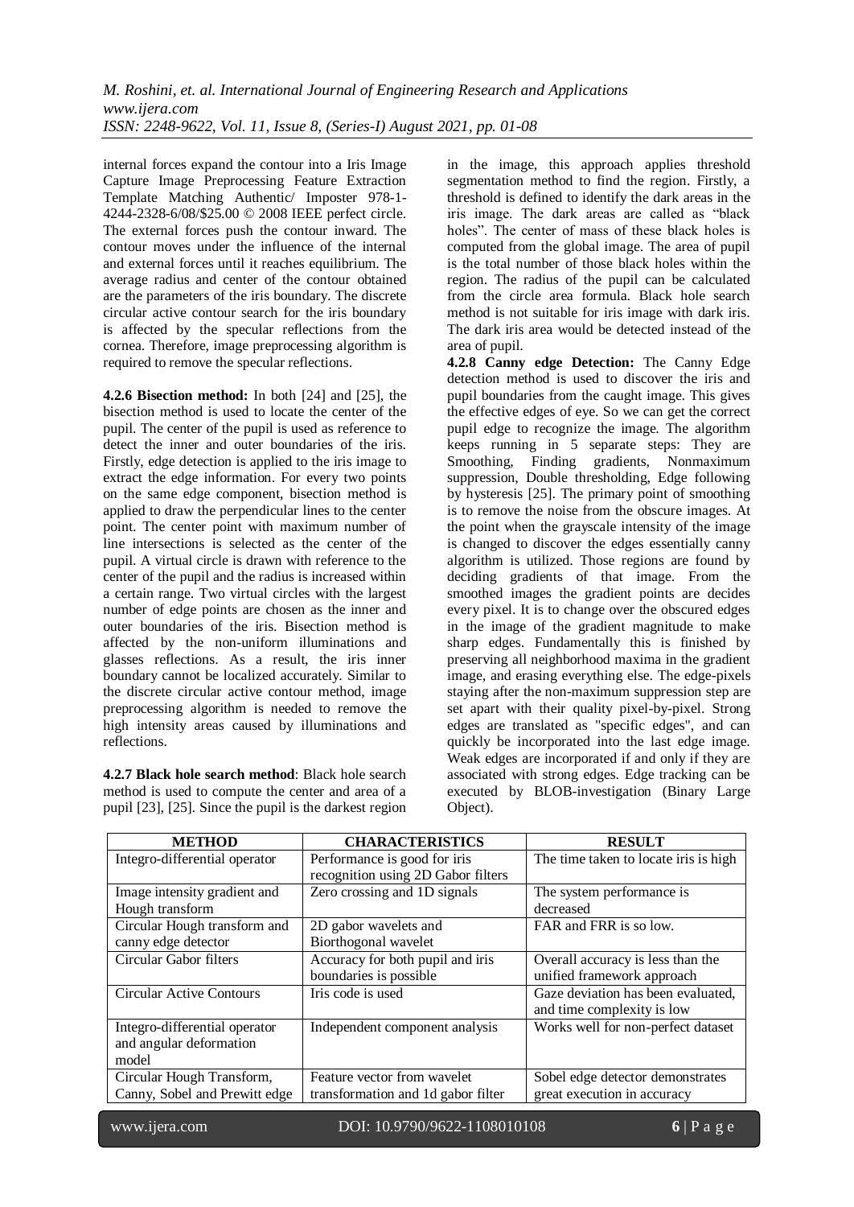internal forces expand the contour into a Iris Image Capture Image Preprocessing Feature Extraction Template Matching Authentic/ Imposter 978-1-4244-2328-6/08/$25.00 © 2008 IEEE perfect circle. The external forces push the contour inward. The contour moves under the influence of the internal and external forces until it reaches equilibrium. The average radius and center of the contour obtained are the parameters of the iris boundary. The discrete circular active contour search for the iris boundary is affected by the specular reflections from the cornea. Therefore, image preprocessing algorithm is required to remove the specular reflections.

**4.2.6 Bisection method:** In both [24] and [25], the bisection method is used to locate the center of the pupil. The center of the pupil is used as reference to detect the inner and outer boundaries of the iris. Firstly, edge detection is applied to the iris image to extract the edge information. For every two points on the same edge component, bisection method is applied to draw the perpendicular lines to the center point. The center point with maximum number of line intersections is selected as the center of the pupil. A virtual circle is drawn with reference to the center of the pupil and the radius is increased within a certain range. Two virtual circles with the largest number of edge points are chosen as the inner and outer boundaries of the iris. Bisection method is affected by the non-uniform illuminations and glasses reflections. As a result, the iris inner boundary cannot be localized accurately. Similar to the discrete circular active contour method, image preprocessing algorithm is needed to remove the high intensity areas caused by illuminations and reflections.

**4.2.7 Black hole search method**: Black hole search method is used to compute the center and area of a pupil [23], [25]. Since the pupil is the darkest region in the image, this approach applies threshold segmentation method to find the region. Firstly, a threshold is defined to identify the dark areas in the iris image. The dark areas are called as "black holes". The center of mass of these black holes is computed from the global image. The area of pupil is the total number of those black holes within the region. The radius of the pupil can be calculated from the circle area formula. Black hole search method is not suitable for iris image with dark iris. The dark iris area would be detected instead of the area of pupil.

**4.2.8 Canny edge Detection:** The Canny Edge detection method is used to discover the iris and pupil boundaries from the caught image. This gives the effective edges of eye. So we can get the correct pupil edge to recognize the image. The algorithm keeps running in 5 separate steps: They are Smoothing, Finding gradients, Nonmaximum suppression, Double thresholding, Edge following by hysteresis [25]. The primary point of smoothing is to remove the noise from the obscure images. At the point when the grayscale intensity of the image is changed to discover the edges essentially canny algorithm is utilized. Those regions are found by deciding gradients of that image. From the smoothed images the gradient points are decides every pixel. It is to change over the obscured edges in the image of the gradient magnitude to make sharp edges. Fundamentally this is finished by preserving all neighborhood maxima in the gradient image, and erasing everything else. The edge-pixels staying after the non-maximum suppression step are set apart with their quality pixel-by-pixel. Strong edges are translated as "specific edges", and can quickly be incorporated into the last edge image. Weak edges are incorporated if and only if they are associated with strong edges. Edge tracking can be executed by BLOB-investigation (Binary Large Object).

| METHOD | CHARACTERISTICS | RESULT |
|---|---|---|
| Integro-differential operator | Performance is good for iris recognition using 2D Gabor filters | The time taken to locate iris is high |
| Image intensity gradient and Hough transform | Zero crossing and 1D signals | The system performance is decreased |
| Circular Hough transform and canny edge detector | 2D gabor wavelets and Biorthogonal wavelet | FAR and FRR is so low. |
| Circular Gabor filters | Accuracy for both pupil and iris boundaries is possible | Overall accuracy is less than the unified framework approach |
| Circular Active Contours | Iris code is used | Gaze deviation has been evaluated, and time complexity is low |
| Integro-differential operator and angular deformation model | Independent component analysis | Works well for non-perfect dataset |
| Circular Hough Transform, Canny, Sobel and Prewitt edge | Feature vector from wavelet transformation and 1d gabor filter | Sobel edge detector demonstrates great execution in accuracy |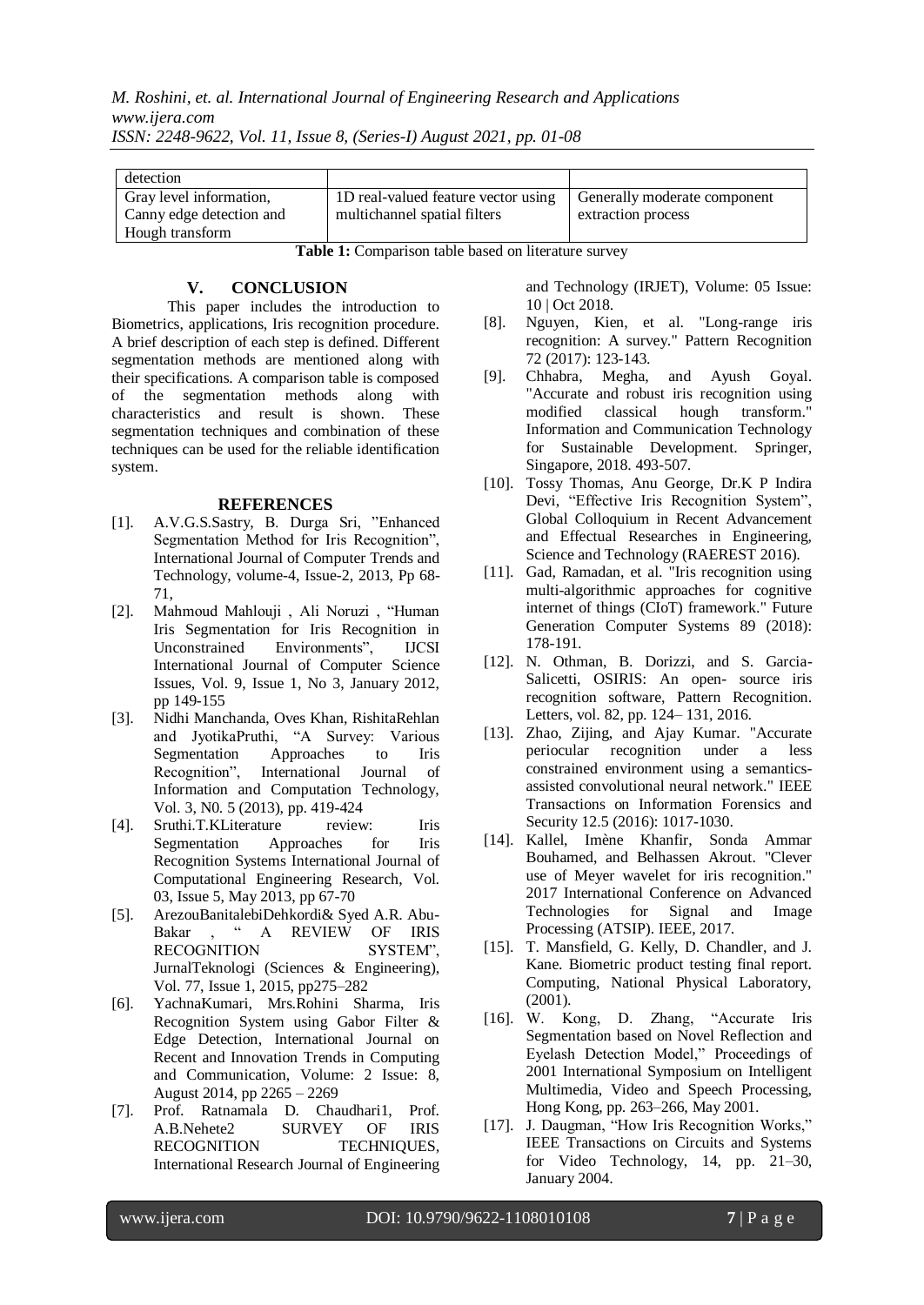| detection | | |
|---|---|---|
| Gray level information, Canny edge detection and Hough transform | 1D real-valued feature vector using multichannel spatial filters | Generally moderate component extraction process |

**Table 1:** Comparison table based on literature survey

## V. CONCLUSION

This paper includes the introduction to Biometrics, applications, Iris recognition procedure. A brief description of each step is defined. Different segmentation methods are mentioned along with their specifications. A comparison table is composed of the segmentation methods along with characteristics and result is shown. These segmentation techniques and combination of these techniques can be used for the reliable identification system.

## REFERENCES

[1]. A.V.G.S.Sastry, B. Durga Sri, "Enhanced Segmentation Method for Iris Recognition", International Journal of Computer Trends and Technology, volume-4, Issue-2, 2013, Pp 68-71,

[2]. Mahmoud Mahlouji , Ali Noruzi , "Human Iris Segmentation for Iris Recognition in Unconstrained Environments", IJCSI International Journal of Computer Science Issues, Vol. 9, Issue 1, No 3, January 2012, pp 149-155

[3]. Nidhi Manchanda, Oves Khan, RishitaRehlan and JyotikaPruthi, "A Survey: Various Segmentation Approaches to Iris Recognition", International Journal of Information and Computation Technology, Vol. 3, N0. 5 (2013), pp. 419-424

[4]. Sruthi.T.KLiterature review: Iris Segmentation Approaches for Iris Recognition Systems International Journal of Computational Engineering Research, Vol. 03, Issue 5, May 2013, pp 67-70

[5]. ArezouBanitalebiDehkordi& Syed A.R. Abu-Bakar , " A REVIEW OF IRIS RECOGNITION SYSTEM", JurnalTeknologi (Sciences & Engineering), Vol. 77, Issue 1, 2015, pp275–282

[6]. YachnaKumari, Mrs.Rohini Sharma, Iris Recognition System using Gabor Filter & Edge Detection, International Journal on Recent and Innovation Trends in Computing and Communication, Volume: 2 Issue: 8, August 2014, pp 2265 – 2269

[7]. Prof. Ratnamala D. Chaudhari1, Prof. A.B.Nehete2 SURVEY OF IRIS RECOGNITION TECHNIQUES, International Research Journal of Engineering and Technology (IRJET), Volume: 05 Issue: 10 | Oct 2018.

[8]. Nguyen, Kien, et al. "Long-range iris recognition: A survey." Pattern Recognition 72 (2017): 123-143.

[9]. Chhabra, Megha, and Ayush Goyal. "Accurate and robust iris recognition using modified classical hough transform." Information and Communication Technology for Sustainable Development. Springer, Singapore, 2018. 493-507.

[10]. Tossy Thomas, Anu George, Dr.K P Indira Devi, "Effective Iris Recognition System", Global Colloquium in Recent Advancement and Effectual Researches in Engineering, Science and Technology (RAEREST 2016).

[11]. Gad, Ramadan, et al. "Iris recognition using multi-algorithmic approaches for cognitive internet of things (CIoT) framework." Future Generation Computer Systems 89 (2018): 178-191.

[12]. N. Othman, B. Dorizzi, and S. Garcia-Salicetti, OSIRIS: An open- source iris recognition software, Pattern Recognition. Letters, vol. 82, pp. 124– 131, 2016.

[13]. Zhao, Zijing, and Ajay Kumar. "Accurate periocular recognition under a less constrained environment using a semantics-assisted convolutional neural network." IEEE Transactions on Information Forensics and Security 12.5 (2016): 1017-1030.

[14]. Kallel, Imène Khanfir, Sonda Ammar Bouhamed, and Belhassen Akrout. "Clever use of Meyer wavelet for iris recognition." 2017 International Conference on Advanced Technologies for Signal and Image Processing (ATSIP). IEEE, 2017.

[15]. T. Mansfield, G. Kelly, D. Chandler, and J. Kane. Biometric product testing final report. Computing, National Physical Laboratory, (2001).

[16]. W. Kong, D. Zhang, "Accurate Iris Segmentation based on Novel Reflection and Eyelash Detection Model," Proceedings of 2001 International Symposium on Intelligent Multimedia, Video and Speech Processing, Hong Kong, pp. 263–266, May 2001.

[17]. J. Daugman, "How Iris Recognition Works," IEEE Transactions on Circuits and Systems for Video Technology, 14, pp. 21–30, January 2004.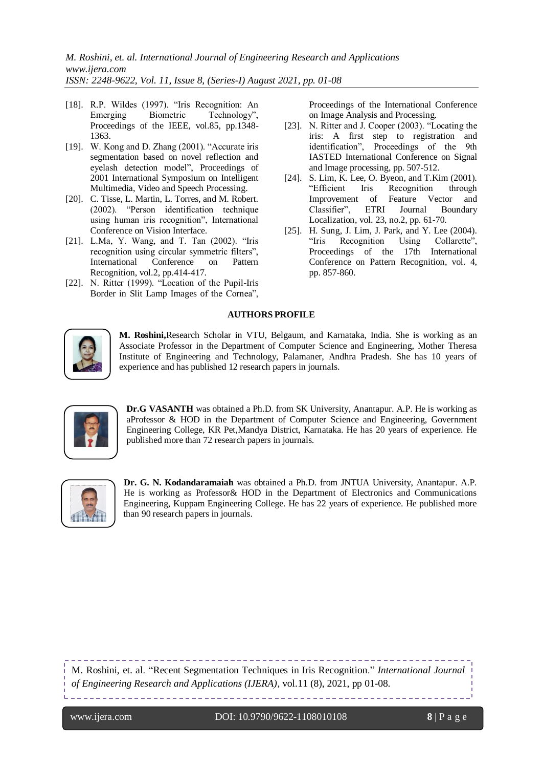[18]. R.P. Wildes (1997). "Iris Recognition: An Emerging Biometric Technology", Proceedings of the IEEE, vol.85, pp.1348-1363.

[19]. W. Kong and D. Zhang (2001). "Accurate iris segmentation based on novel reflection and eyelash detection model", Proceedings of 2001 International Symposium on Intelligent Multimedia, Video and Speech Processing.

[20]. C. Tisse, L. Martin, L. Torres, and M. Robert. (2002). "Person identification technique using human iris recognition", International Conference on Vision Interface.

[21]. L.Ma, Y. Wang, and T. Tan (2002). "Iris recognition using circular symmetric filters", International Conference on Pattern Recognition, vol.2, pp.414-417.

[22]. N. Ritter (1999). "Location of the Pupil-Iris Border in Slit Lamp Images of the Cornea", Proceedings of the International Conference on Image Analysis and Processing.

[23]. N. Ritter and J. Cooper (2003). "Locating the iris: A first step to registration and identification", Proceedings of the 9th IASTED International Conference on Signal and Image processing, pp. 507-512.

[24]. S. Lim, K. Lee, O. Byeon, and T.Kim (2001). "Efficient Iris Recognition through Improvement of Feature Vector and Classifier", ETRI Journal Boundary Localization, vol. 23, no.2, pp. 61-70.

[25]. H. Sung, J. Lim, J. Park, and Y. Lee (2004). "Iris Recognition Using Collarette", Proceedings of the 17th International Conference on Pattern Recognition, vol. 4, pp. 857-860.

**AUTHORS PROFILE**

**M. Roshini,**Research Scholar in VTU, Belgaum, and Karnataka, India. She is working as an Associate Professor in the Department of Computer Science and Engineering, Mother Theresa Institute of Engineering and Technology, Palamaner, Andhra Pradesh. She has 10 years of experience and has published 12 research papers in journals.

**Dr.G VASANTH** was obtained a Ph.D. from SK University, Anantapur. A.P. He is working as aProfessor & HOD in the Department of Computer Science and Engineering, Government Engineering College, KR Pet,Mandya District, Karnataka. He has 20 years of experience. He published more than 72 research papers in journals.

**Dr. G. N. Kodandaramaiah** was obtained a Ph.D. from JNTUA University, Anantapur. A.P. He is working as Professor& HOD in the Department of Electronics and Communications Engineering, Kuppam Engineering College. He has 22 years of experience. He published more than 90 research papers in journals.

M. Roshini, et. al. "Recent Segmentation Techniques in Iris Recognition." *International Journal of Engineering Research and Applications (IJERA)*, vol.11 (8), 2021, pp 01-08.